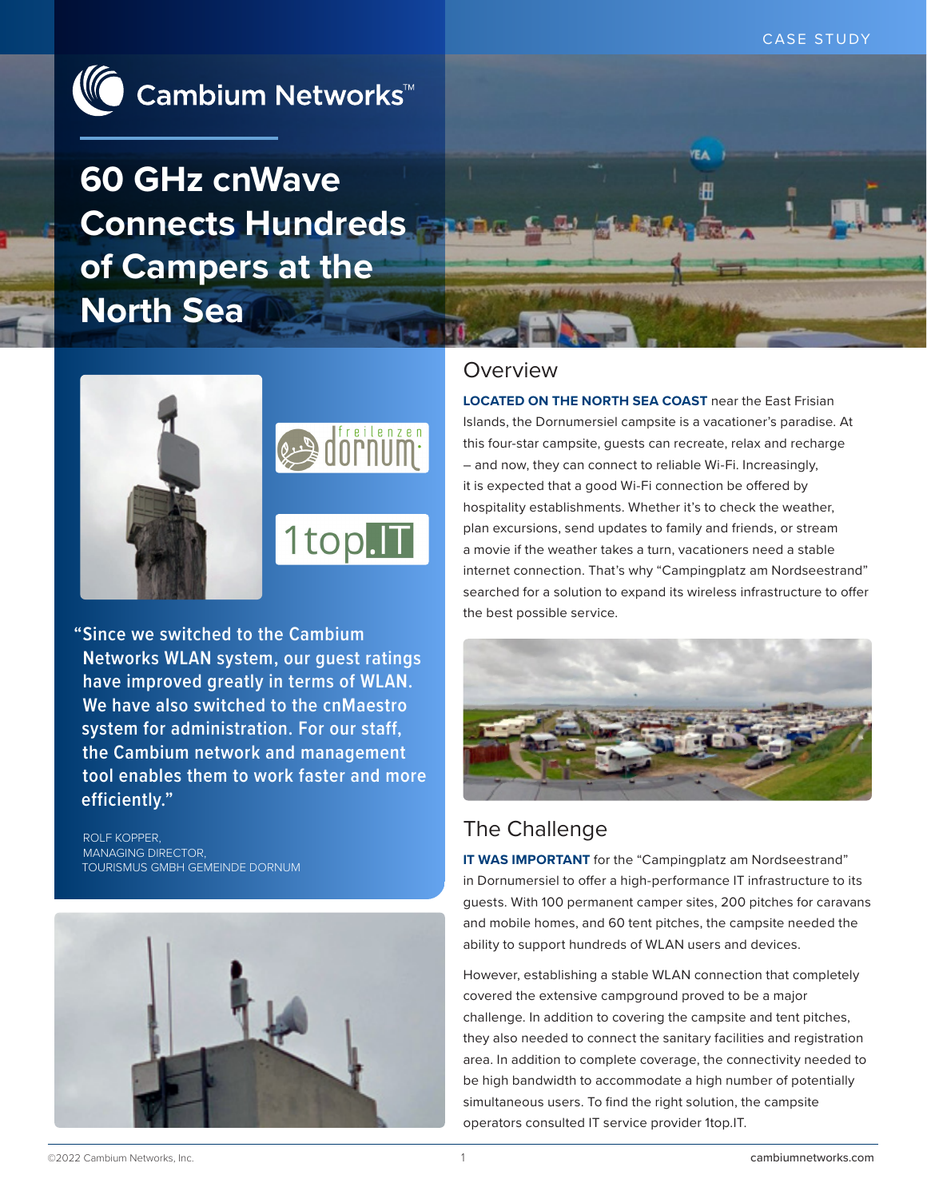CASE STUDY

Cambium Networks™

# 60 GHz cnWave Connects Hundreds of Campers at the North Sea

"Since we switched to the Cambium Networks WLAN system, our guest ratings have improved greatly in terms of WLAN. We have also switched to the cnMaestro system for administration. For our staff, the Cambium network and management tool enables them to work faster and more efficiently."

ROLF KOPPER,
MANAGING DIRECTOR,
TOURISMUS GMBH GEMEINDE DORNUM

## Overview

**LOCATED ON THE NORTH SEA COAST** near the East Frisian Islands, the Dornumersiel campsite is a vacationer's paradise. At this four-star campsite, guests can recreate, relax and recharge – and now, they can connect to reliable Wi-Fi. Increasingly, it is expected that a good Wi-Fi connection be offered by hospitality establishments. Whether it's to check the weather, plan excursions, send updates to family and friends, or stream a movie if the weather takes a turn, vacationers need a stable internet connection. That's why "Campingplatz am Nordseestrand" searched for a solution to expand its wireless infrastructure to offer the best possible service.

## The Challenge

**IT WAS IMPORTANT** for the "Campingplatz am Nordseestrand" in Dornumersiel to offer a high-performance IT infrastructure to its guests. With 100 permanent camper sites, 200 pitches for caravans and mobile homes, and 60 tent pitches, the campsite needed the ability to support hundreds of WLAN users and devices.

However, establishing a stable WLAN connection that completely covered the extensive campground proved to be a major challenge. In addition to covering the campsite and tent pitches, they also needed to connect the sanitary facilities and registration area. In addition to complete coverage, the connectivity needed to be high bandwidth to accommodate a high number of potentially simultaneous users. To find the right solution, the campsite operators consulted IT service provider 1top.IT.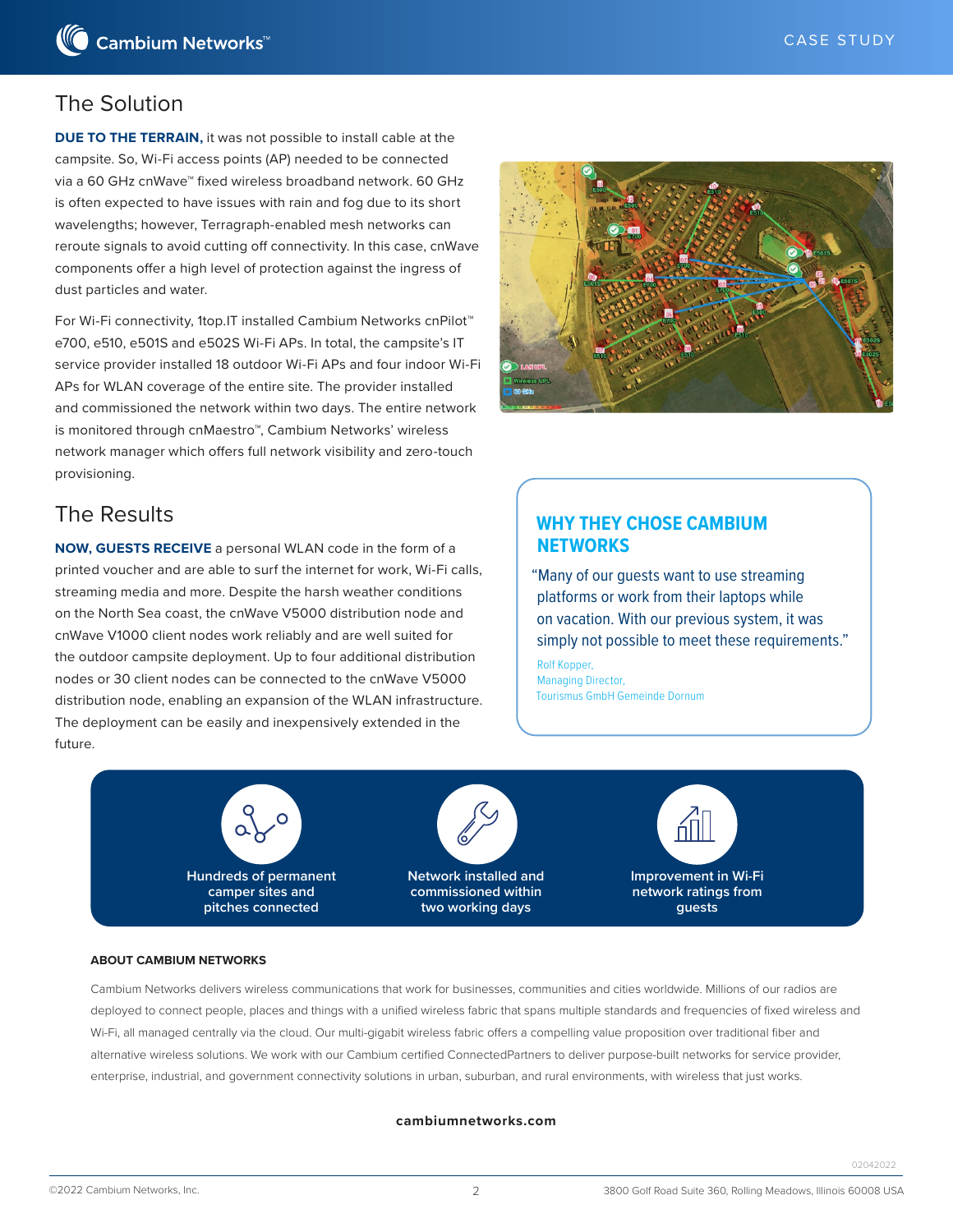## The Solution

**DUE TO THE TERRAIN,** it was not possible to install cable at the campsite. So, Wi-Fi access points (AP) needed to be connected via a 60 GHz cnWave™ fixed wireless broadband network. 60 GHz is often expected to have issues with rain and fog due to its short wavelengths; however, Terragraph-enabled mesh networks can reroute signals to avoid cutting off connectivity. In this case, cnWave components offer a high level of protection against the ingress of dust particles and water.

For Wi-Fi connectivity, 1top.IT installed Cambium Networks cnPilot™ e700, e510, e501S and e502S Wi-Fi APs. In total, the campsite's IT service provider installed 18 outdoor Wi-Fi APs and four indoor Wi-Fi APs for WLAN coverage of the entire site. The provider installed and commissioned the network within two days. The entire network is monitored through cnMaestro™, Cambium Networks' wireless network manager which offers full network visibility and zero-touch provisioning.

## The Results

**NOW, GUESTS RECEIVE** a personal WLAN code in the form of a printed voucher and are able to surf the internet for work, Wi-Fi calls, streaming media and more. Despite the harsh weather conditions on the North Sea coast, the cnWave V5000 distribution node and cnWave V1000 client nodes work reliably and are well suited for the outdoor campsite deployment. Up to four additional distribution nodes or 30 client nodes can be connected to the cnWave V5000 distribution node, enabling an expansion of the WLAN infrastructure. The deployment can be easily and inexpensively extended in the future.

### WHY THEY CHOSE CAMBIUM NETWORKS

"Many of our guests want to use streaming platforms or work from their laptops while on vacation. With our previous system, it was simply not possible to meet these requirements."

Rolf Kopper,
Managing Director,
Tourismus GmbH Gemeinde Dornum

- Hundreds of permanent camper sites and pitches connected
- Network installed and commissioned within two working days
- Improvement in Wi-Fi network ratings from guests

### ABOUT CAMBIUM NETWORKS

Cambium Networks delivers wireless communications that work for businesses, communities and cities worldwide. Millions of our radios are deployed to connect people, places and things with a unified wireless fabric that spans multiple standards and frequencies of fixed wireless and Wi-Fi, all managed centrally via the cloud. Our multi-gigabit wireless fabric offers a compelling value proposition over traditional fiber and alternative wireless solutions. We work with our Cambium certified ConnectedPartners to deliver purpose-built networks for service provider, enterprise, industrial, and government connectivity solutions in urban, suburban, and rural environments, with wireless that just works.

**cambiumnetworks.com**

02042022

©2022 Cambium Networks, Inc. 3800 Golf Road Suite 360, Rolling Meadows, Illinois 60008 USA